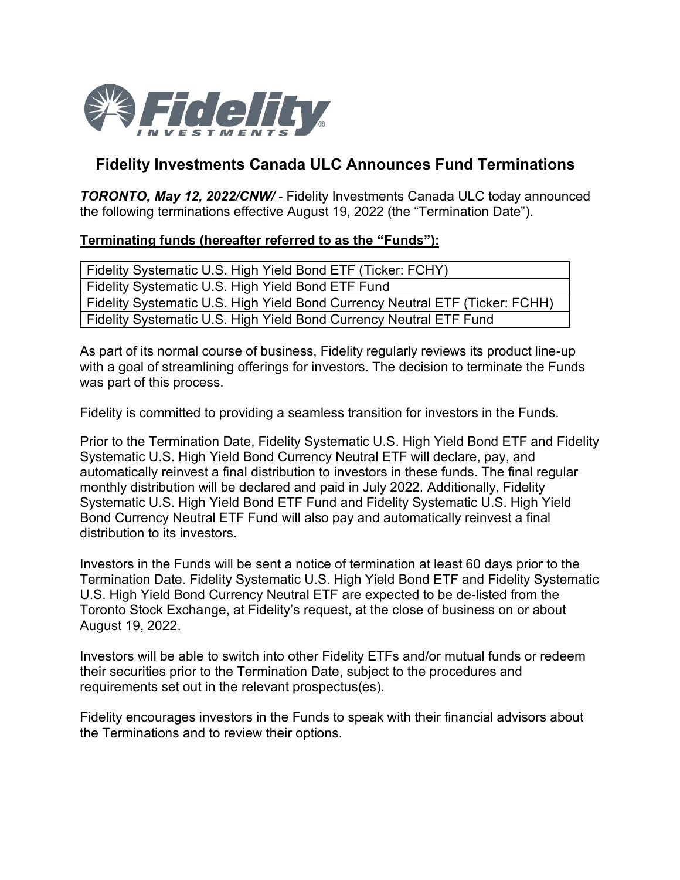# Fidelity Investments Canada ULC Announces Fund Terminations

***TORONTO, May 12, 2022/CNW/*** - Fidelity Investments Canada ULC today announced the following terminations effective August 19, 2022 (the "Termination Date").

**Terminating funds (hereafter referred to as the "Funds"):**

| Fidelity Systematic U.S. High Yield Bond ETF (Ticker: FCHY) |
|---|
| Fidelity Systematic U.S. High Yield Bond ETF Fund |
| Fidelity Systematic U.S. High Yield Bond Currency Neutral ETF (Ticker: FCHH) |
| Fidelity Systematic U.S. High Yield Bond Currency Neutral ETF Fund |

As part of its normal course of business, Fidelity regularly reviews its product line-up with a goal of streamlining offerings for investors. The decision to terminate the Funds was part of this process.

Fidelity is committed to providing a seamless transition for investors in the Funds.

Prior to the Termination Date, Fidelity Systematic U.S. High Yield Bond ETF and Fidelity Systematic U.S. High Yield Bond Currency Neutral ETF will declare, pay, and automatically reinvest a final distribution to investors in these funds. The final regular monthly distribution will be declared and paid in July 2022. Additionally, Fidelity Systematic U.S. High Yield Bond ETF Fund and Fidelity Systematic U.S. High Yield Bond Currency Neutral ETF Fund will also pay and automatically reinvest a final distribution to its investors.

Investors in the Funds will be sent a notice of termination at least 60 days prior to the Termination Date. Fidelity Systematic U.S. High Yield Bond ETF and Fidelity Systematic U.S. High Yield Bond Currency Neutral ETF are expected to be de-listed from the Toronto Stock Exchange, at Fidelity's request, at the close of business on or about August 19, 2022.

Investors will be able to switch into other Fidelity ETFs and/or mutual funds or redeem their securities prior to the Termination Date, subject to the procedures and requirements set out in the relevant prospectus(es).

Fidelity encourages investors in the Funds to speak with their financial advisors about the Terminations and to review their options.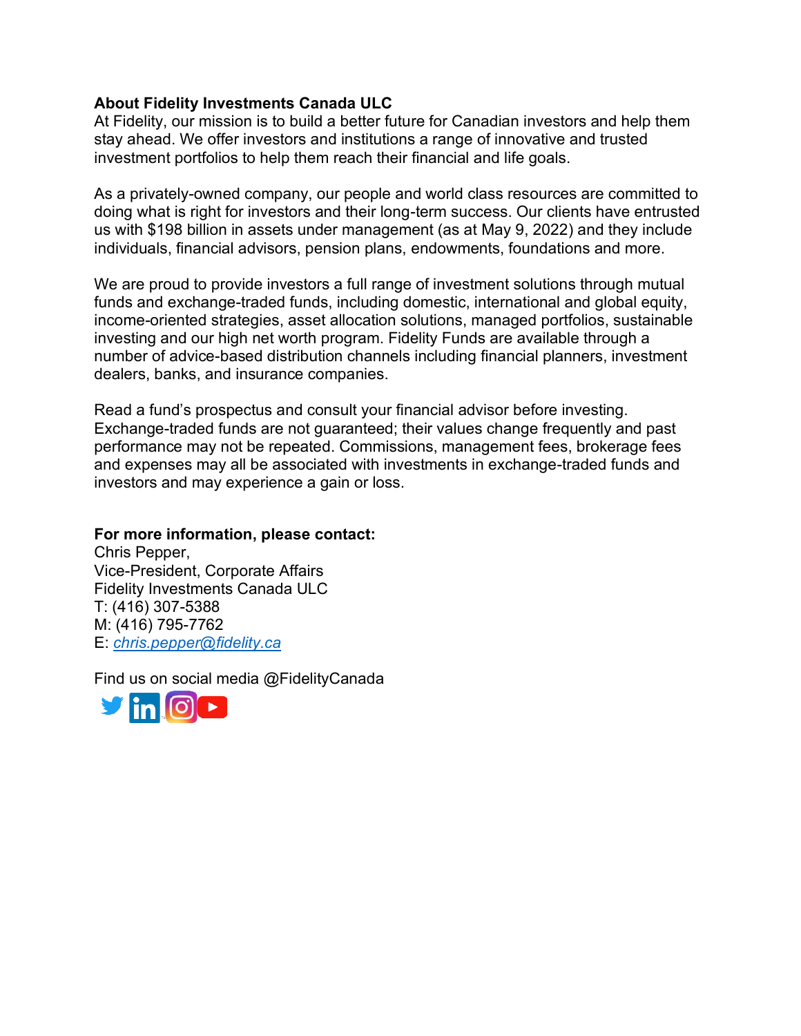**About Fidelity Investments Canada ULC**

At Fidelity, our mission is to build a better future for Canadian investors and help them stay ahead. We offer investors and institutions a range of innovative and trusted investment portfolios to help them reach their financial and life goals.

As a privately-owned company, our people and world class resources are committed to doing what is right for investors and their long-term success. Our clients have entrusted us with $198 billion in assets under management (as at May 9, 2022) and they include individuals, financial advisors, pension plans, endowments, foundations and more.

We are proud to provide investors a full range of investment solutions through mutual funds and exchange-traded funds, including domestic, international and global equity, income-oriented strategies, asset allocation solutions, managed portfolios, sustainable investing and our high net worth program. Fidelity Funds are available through a number of advice-based distribution channels including financial planners, investment dealers, banks, and insurance companies.

Read a fund's prospectus and consult your financial advisor before investing. Exchange-traded funds are not guaranteed; their values change frequently and past performance may not be repeated. Commissions, management fees, brokerage fees and expenses may all be associated with investments in exchange-traded funds and investors and may experience a gain or loss.

**For more information, please contact:**

Chris Pepper,
Vice-President, Corporate Affairs
Fidelity Investments Canada ULC
T: (416) 307-5388
M: (416) 795-7762
E: *chris.pepper@fidelity.ca*

Find us on social media @FidelityCanada